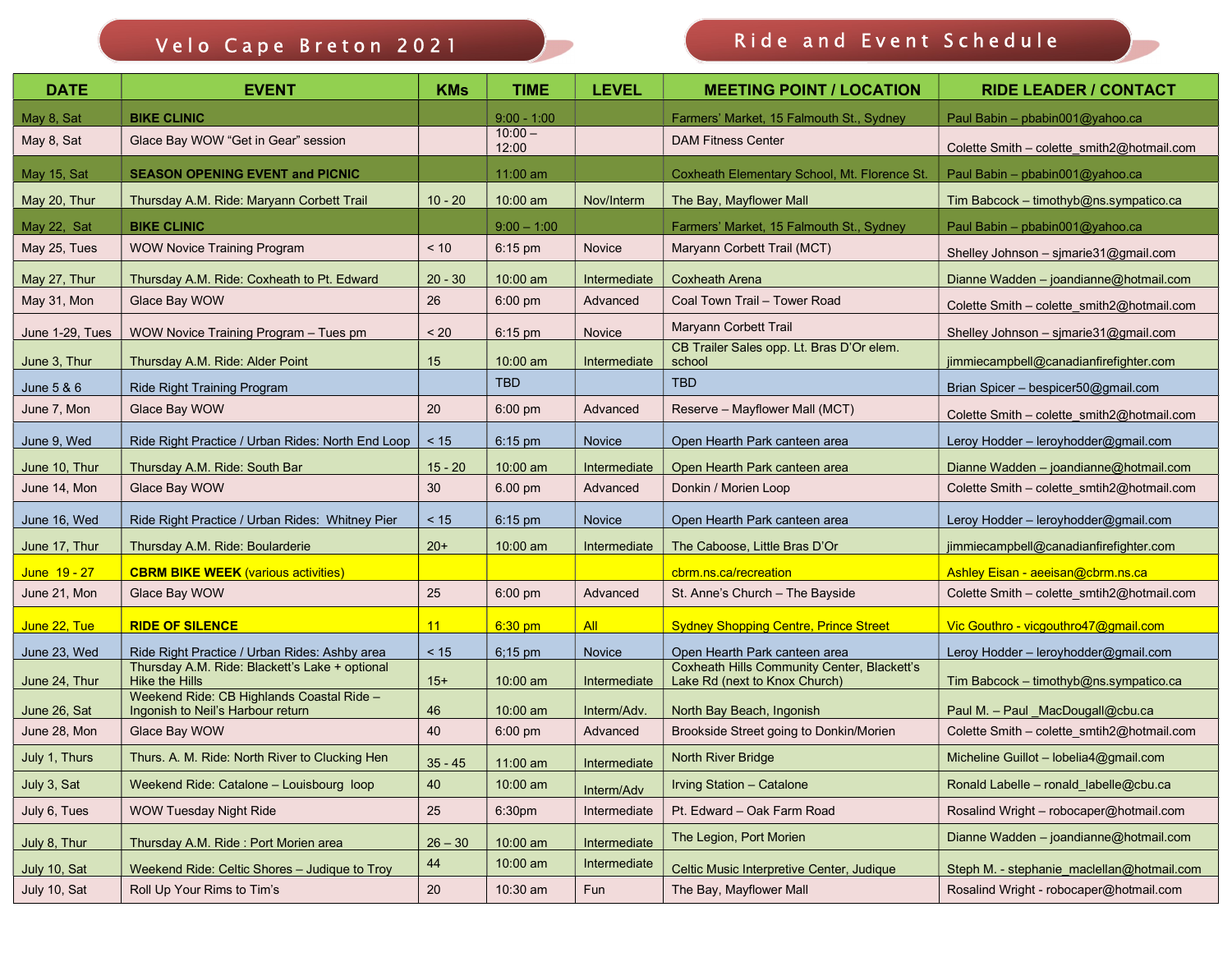# Velo Cape Breton 2021

# Ride and Event Schedule

| DATE | EVENT | KMs | TIME | LEVEL | MEETING POINT / LOCATION | RIDE LEADER / CONTACT |
|---|---|---|---|---|---|---|
| May 8, Sat | **BIKE CLINIC** | | 9:00 - 1:00 | | Farmers' Market, 15 Falmouth St., Sydney | Paul Babin – pbabin001@yahoo.ca |
| May 8, Sat | Glace Bay WOW "Get in Gear" session | | 10:00 – 12:00 | | DAM Fitness Center | Colette Smith – colette_smith2@hotmail.com |
| May 15, Sat | **SEASON OPENING EVENT and PICNIC** | | 11:00 am | | Coxheath Elementary School, Mt. Florence St. | Paul Babin – pbabin001@yahoo.ca |
| May 20, Thur | Thursday A.M. Ride: Maryann Corbett Trail | 10 - 20 | 10:00 am | Nov/Interm | The Bay, Mayflower Mall | Tim Babcock – timothyb@ns.sympatico.ca |
| May 22, Sat | **BIKE CLINIC** | | 9:00 – 1:00 | | Farmers' Market, 15 Falmouth St., Sydney | Paul Babin – pbabin001@yahoo.ca |
| May 25, Tues | WOW Novice Training Program | < 10 | 6:15 pm | Novice | Maryann Corbett Trail (MCT) | Shelley Johnson – sjmarie31@gmail.com |
| May 27, Thur | Thursday A.M. Ride: Coxheath to Pt. Edward | 20 - 30 | 10:00 am | Intermediate | Coxheath Arena | Dianne Wadden – joandianne@hotmail.com |
| May 31, Mon | Glace Bay WOW | 26 | 6:00 pm | Advanced | Coal Town Trail – Tower Road | Colette Smith – colette_smith2@hotmail.com |
| June 1-29, Tues | WOW Novice Training Program – Tues pm | < 20 | 6:15 pm | Novice | Maryann Corbett Trail | Shelley Johnson – sjmarie31@gmail.com |
| June 3, Thur | Thursday A.M. Ride: Alder Point | 15 | 10:00 am | Intermediate | CB Trailer Sales opp. Lt. Bras D'Or elem. school | jimmiecampbell@canadianfirefighter.com |
| June 5 & 6 | Ride Right Training Program | | TBD | | TBD | Brian Spicer – bespicer50@gmail.com |
| June 7, Mon | Glace Bay WOW | 20 | 6:00 pm | Advanced | Reserve – Mayflower Mall (MCT) | Colette Smith – colette_smith2@hotmail.com |
| June 9, Wed | Ride Right Practice / Urban Rides: North End Loop | < 15 | 6:15 pm | Novice | Open Hearth Park canteen area | Leroy Hodder – leroyhodder@gmail.com |
| June 10, Thur | Thursday A.M. Ride: South Bar | 15 - 20 | 10:00 am | Intermediate | Open Hearth Park canteen area | Dianne Wadden – joandianne@hotmail.com |
| June 14, Mon | Glace Bay WOW | 30 | 6.00 pm | Advanced | Donkin / Morien Loop | Colette Smith – colette_smtih2@hotmail.com |
| June 16, Wed | Ride Right Practice / Urban Rides: Whitney Pier | < 15 | 6:15 pm | Novice | Open Hearth Park canteen area | Leroy Hodder – leroyhodder@gmail.com |
| June 17, Thur | Thursday A.M. Ride: Boularderie | 20+ | 10:00 am | Intermediate | The Caboose, Little Bras D'Or | jimmiecampbell@canadianfirefighter.com |
| June 19 - 27 | **CBRM BIKE WEEK** (various activities) | | | | cbrm.ns.ca/recreation | Ashley Eisan - aeeisan@cbrm.ns.ca |
| June 21, Mon | Glace Bay WOW | 25 | 6:00 pm | Advanced | St. Anne's Church – The Bayside | Colette Smith – colette_smtih2@hotmail.com |
| June 22, Tue | **RIDE OF SILENCE** | 11 | 6:30 pm | All | Sydney Shopping Centre, Prince Street | Vic Gouthro - vicgouthro47@gmail.com |
| June 23, Wed | Ride Right Practice / Urban Rides: Ashby area | < 15 | 6;15 pm | Novice | Open Hearth Park canteen area | Leroy Hodder – leroyhodder@gmail.com |
| June 24, Thur | Thursday A.M. Ride: Blackett's Lake + optional Hike the Hills | 15+ | 10:00 am | Intermediate | Coxheath Hills Community Center, Blackett's Lake Rd (next to Knox Church) | Tim Babcock – timothyb@ns.sympatico.ca |
| June 26, Sat | Weekend Ride: CB Highlands Coastal Ride – Ingonish to Neil's Harbour return | 46 | 10:00 am | Interm/Adv. | North Bay Beach, Ingonish | Paul M. – Paul _MacDougall@cbu.ca |
| June 28, Mon | Glace Bay WOW | 40 | 6:00 pm | Advanced | Brookside Street going to Donkin/Morien | Colette Smith – colette_smtih2@hotmail.com |
| July 1, Thurs | Thurs. A. M. Ride: North River to Clucking Hen | 35 - 45 | 11:00 am | Intermediate | North River Bridge | Micheline Guillot – lobelia4@gmail.com |
| July 3, Sat | Weekend Ride: Catalone – Louisbourg loop | 40 | 10:00 am | Interm/Adv | Irving Station – Catalone | Ronald Labelle – ronald_labelle@cbu.ca |
| July 6, Tues | WOW Tuesday Night Ride | 25 | 6:30pm | Intermediate | Pt. Edward – Oak Farm Road | Rosalind Wright – robocaper@hotmail.com |
| July 8, Thur | Thursday A.M. Ride : Port Morien area | 26 – 30 | 10:00 am | Intermediate | The Legion, Port Morien | Dianne Wadden – joandianne@hotmail.com |
| July 10, Sat | Weekend Ride: Celtic Shores – Judique to Troy | 44 | 10:00 am | Intermediate | Celtic Music Interpretive Center, Judique | Steph M. - stephanie_maclellan@hotmail.com |
| July 10, Sat | Roll Up Your Rims to Tim's | 20 | 10:30 am | Fun | The Bay, Mayflower Mall | Rosalind Wright - robocaper@hotmail.com |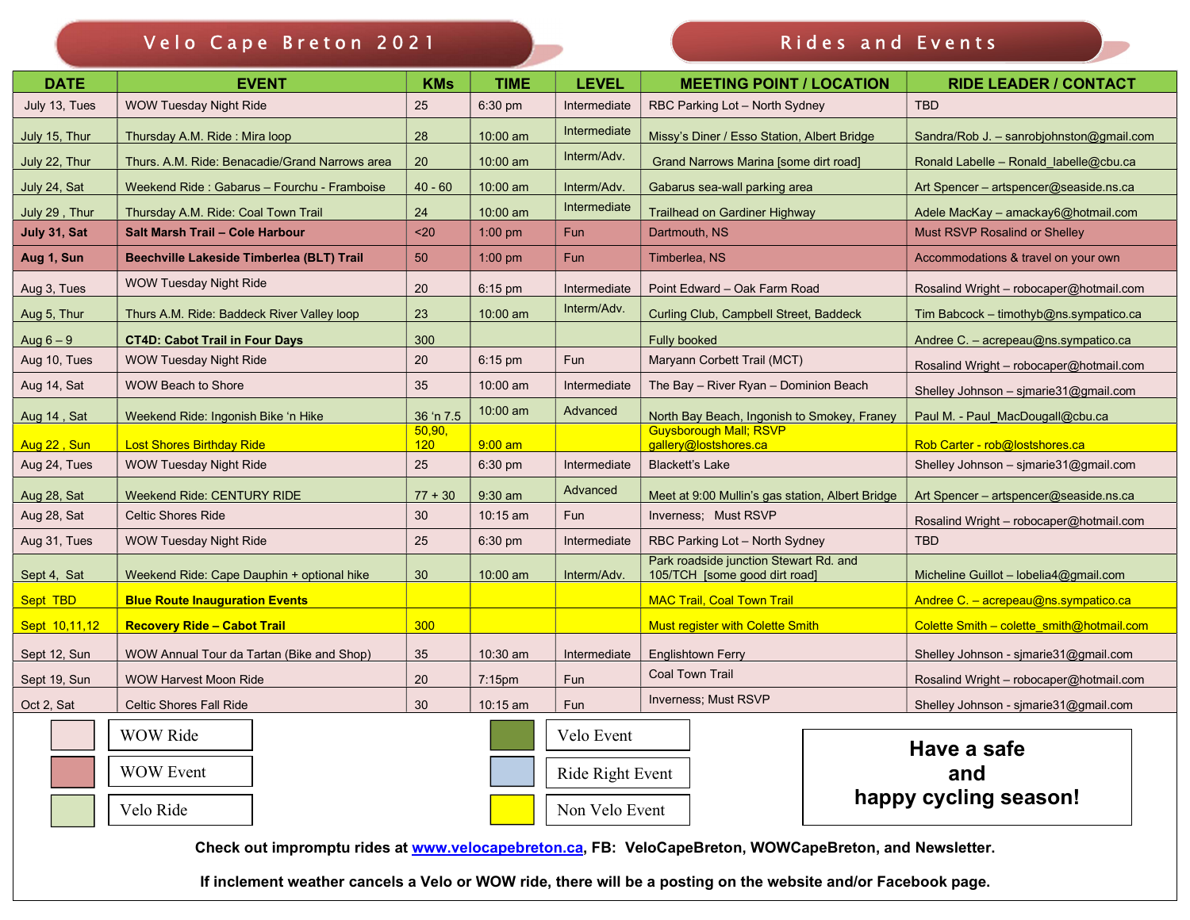# Velo Cape Breton 2021

# Rides and Events

| DATE | EVENT | KMs | TIME | LEVEL | MEETING POINT / LOCATION | RIDE LEADER / CONTACT |
|---|---|---|---|---|---|---|
| July 13, Tues | WOW Tuesday Night Ride | 25 | 6:30 pm | Intermediate | RBC Parking Lot – North Sydney | TBD |
| July 15, Thur | Thursday A.M. Ride : Mira loop | 28 | 10:00 am | Intermediate | Missy's Diner / Esso Station, Albert Bridge | Sandra/Rob J. – sanrobjohnston@gmail.com |
| July 22, Thur | Thurs. A.M. Ride: Benacadie/Grand Narrows area | 20 | 10:00 am | Interm/Adv. | Grand Narrows Marina [some dirt road] | Ronald Labelle – Ronald_labelle@cbu.ca |
| July 24, Sat | Weekend Ride : Gabarus – Fourchu - Framboise | 40 - 60 | 10:00 am | Interm/Adv. | Gabarus sea-wall parking area | Art Spencer – artspencer@seaside.ns.ca |
| July 29 , Thur | Thursday A.M. Ride: Coal Town Trail | 24 | 10:00 am | Intermediate | Trailhead on Gardiner Highway | Adele MacKay – amackay6@hotmail.com |
| **July 31, Sat** | **Salt Marsh Trail – Cole Harbour** | <20 | 1:00 pm | Fun | Dartmouth, NS | Must RSVP Rosalind or Shelley |
| **Aug 1, Sun** | **Beechville Lakeside Timberlea (BLT) Trail** | 50 | 1:00 pm | Fun | Timberlea, NS | Accommodations & travel on your own |
| Aug 3, Tues | WOW Tuesday Night Ride | 20 | 6:15 pm | Intermediate | Point Edward – Oak Farm Road | Rosalind Wright – robocaper@hotmail.com |
| Aug 5, Thur | Thurs A.M. Ride: Baddeck River Valley loop | 23 | 10:00 am | Interm/Adv. | Curling Club, Campbell Street, Baddeck | Tim Babcock – timothyb@ns.sympatico.ca |
| Aug 6 – 9 | **CT4D: Cabot Trail in Four Days** | 300 | | | Fully booked | Andree C. – acrepeau@ns.sympatico.ca |
| Aug 10, Tues | WOW Tuesday Night Ride | 20 | 6:15 pm | Fun | Maryann Corbett Trail (MCT) | Rosalind Wright – robocaper@hotmail.com |
| Aug 14, Sat | WOW Beach to Shore | 35 | 10:00 am | Intermediate | The Bay – River Ryan – Dominion Beach | Shelley Johnson – sjmarie31@gmail.com |
| Aug 14 , Sat | Weekend Ride: Ingonish Bike 'n Hike | 36 'n 7.5 | 10:00 am | Advanced | North Bay Beach, Ingonish to Smokey, Franey | Paul M. - Paul_MacDougall@cbu.ca |
| Aug 22 , Sun | Lost Shores Birthday Ride | 50,90, 120 | 9:00 am | | Guysborough Mall; RSVP gallery@lostshores.ca | Rob Carter - rob@lostshores.ca |
| Aug 24, Tues | WOW Tuesday Night Ride | 25 | 6:30 pm | Intermediate | Blackett's Lake | Shelley Johnson – sjmarie31@gmail.com |
| Aug 28, Sat | Weekend Ride: CENTURY RIDE | 77 + 30 | 9:30 am | Advanced | Meet at 9:00 Mullin's gas station, Albert Bridge | Art Spencer – artspencer@seaside.ns.ca |
| Aug 28, Sat | Celtic Shores Ride | 30 | 10:15 am | Fun | Inverness; Must RSVP | Rosalind Wright – robocaper@hotmail.com |
| Aug 31, Tues | WOW Tuesday Night Ride | 25 | 6:30 pm | Intermediate | RBC Parking Lot – North Sydney | TBD |
| Sept 4, Sat | Weekend Ride: Cape Dauphin + optional hike | 30 | 10:00 am | Interm/Adv. | Park roadside junction Stewart Rd. and 105/TCH [some good dirt road] | Micheline Guillot – lobelia4@gmail.com |
| Sept TBD | **Blue Route Inauguration Events** | | | | MAC Trail, Coal Town Trail | Andree C. – acrepeau@ns.sympatico.ca |
| Sept 10,11,12 | **Recovery Ride – Cabot Trail** | 300 | | | Must register with Colette Smith | Colette Smith – colette_smith@hotmail.com |
| Sept 12, Sun | WOW Annual Tour da Tartan (Bike and Shop) | 35 | 10:30 am | Intermediate | Englishtown Ferry | Shelley Johnson - sjmarie31@gmail.com |
| Sept 19, Sun | WOW Harvest Moon Ride | 20 | 7:15pm | Fun | Coal Town Trail | Rosalind Wright – robocaper@hotmail.com |
| Oct 2, Sat | Celtic Shores Fall Ride | 30 | 10:15 am | Fun | Inverness; Must RSVP | Shelley Johnson - sjmarie31@gmail.com |

Legend:
- WOW Ride
- WOW Event
- Velo Ride
- Velo Event
- Ride Right Event
- Non Velo Event

**Have a safe and happy cycling season!**

**Check out impromptu rides at www.velocapebreton.ca, FB: VeloCapeBreton, WOWCapeBreton, and Newsletter.**

**If inclement weather cancels a Velo or WOW ride, there will be a posting on the website and/or Facebook page.**